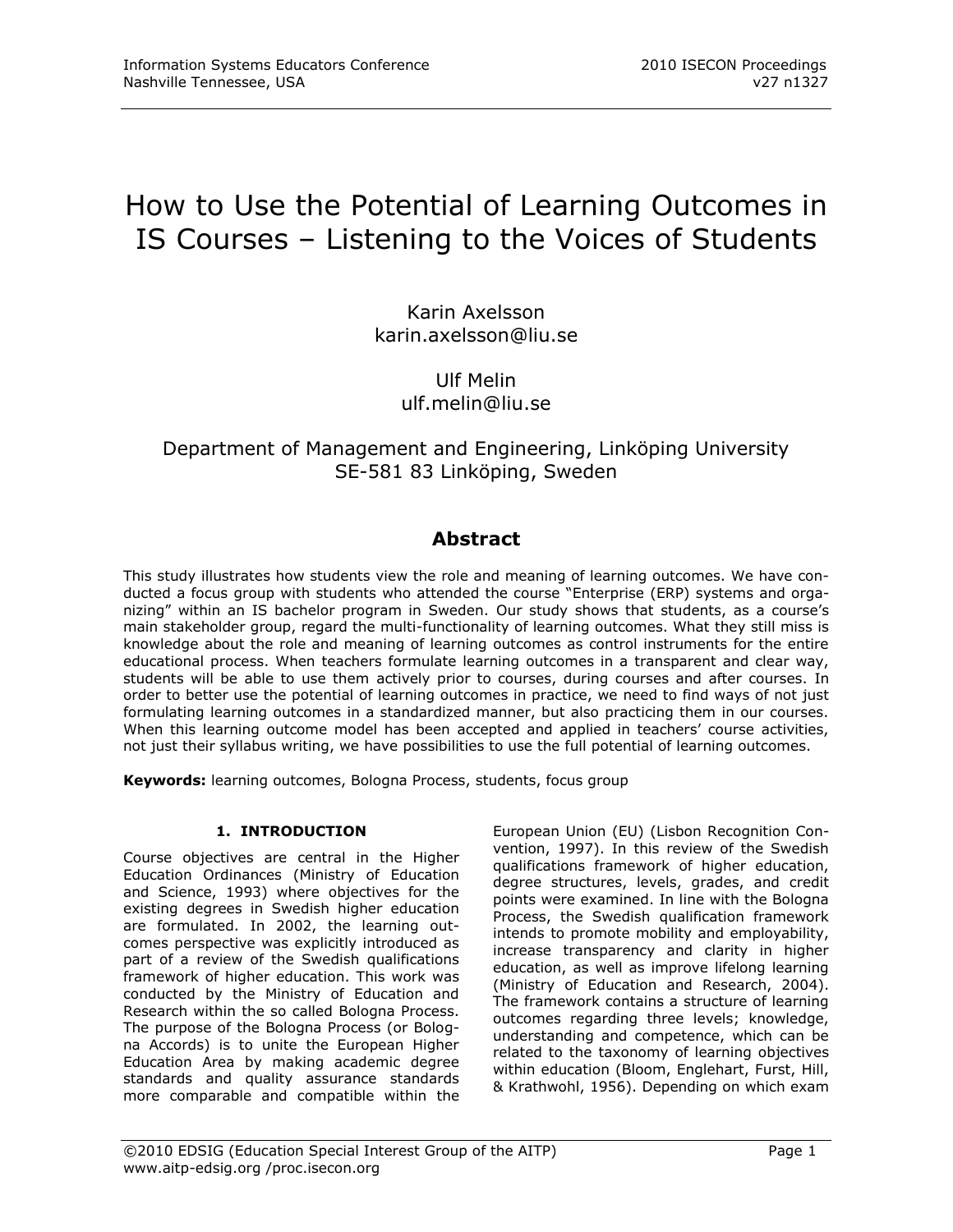# How to Use the Potential of Learning Outcomes in IS Courses – Listening to the Voices of Students

Karin Axelsson
karin.axelsson@liu.se

Ulf Melin
ulf.melin@liu.se

Department of Management and Engineering, Linköping University
SE-581 83 Linköping, Sweden

## Abstract

This study illustrates how students view the role and meaning of learning outcomes. We have conducted a focus group with students who attended the course "Enterprise (ERP) systems and organizing" within an IS bachelor program in Sweden. Our study shows that students, as a course's main stakeholder group, regard the multi-functionality of learning outcomes. What they still miss is knowledge about the role and meaning of learning outcomes as control instruments for the entire educational process. When teachers formulate learning outcomes in a transparent and clear way, students will be able to use them actively prior to courses, during courses and after courses. In order to better use the potential of learning outcomes in practice, we need to find ways of not just formulating learning outcomes in a standardized manner, but also practicing them in our courses. When this learning outcome model has been accepted and applied in teachers' course activities, not just their syllabus writing, we have possibilities to use the full potential of learning outcomes.

**Keywords:** learning outcomes, Bologna Process, students, focus group

## 1. INTRODUCTION

Course objectives are central in the Higher Education Ordinances (Ministry of Education and Science, 1993) where objectives for the existing degrees in Swedish higher education are formulated. In 2002, the learning outcomes perspective was explicitly introduced as part of a review of the Swedish qualifications framework of higher education. This work was conducted by the Ministry of Education and Research within the so called Bologna Process. The purpose of the Bologna Process (or Bologna Accords) is to unite the European Higher Education Area by making academic degree standards and quality assurance standards more comparable and compatible within the European Union (EU) (Lisbon Recognition Convention, 1997). In this review of the Swedish qualifications framework of higher education, degree structures, levels, grades, and credit points were examined. In line with the Bologna Process, the Swedish qualification framework intends to promote mobility and employability, increase transparency and clarity in higher education, as well as improve lifelong learning (Ministry of Education and Research, 2004). The framework contains a structure of learning outcomes regarding three levels; knowledge, understanding and competence, which can be related to the taxonomy of learning objectives within education (Bloom, Englehart, Furst, Hill, & Krathwohl, 1956). Depending on which exam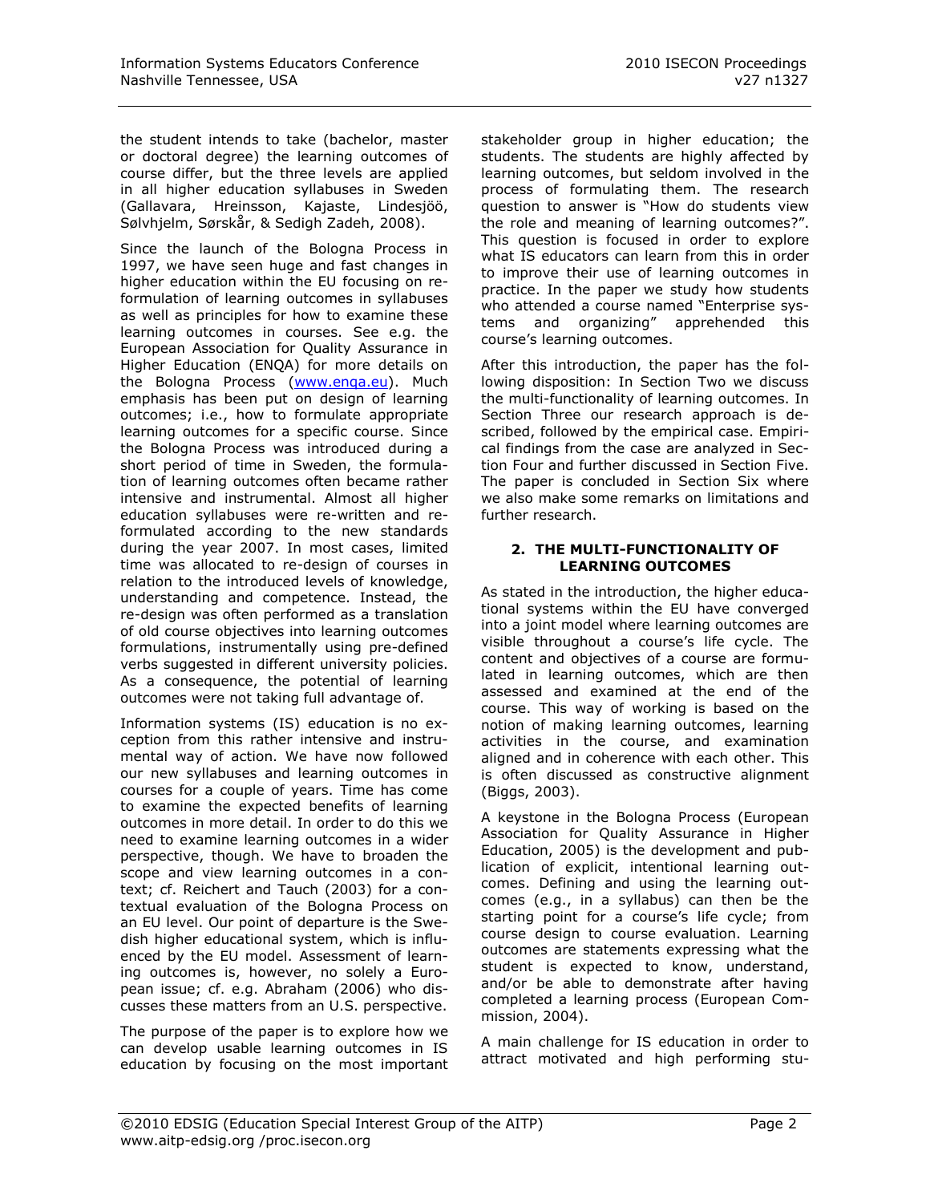the student intends to take (bachelor, master or doctoral degree) the learning outcomes of course differ, but the three levels are applied in all higher education syllabuses in Sweden (Gallavara, Hreinsson, Kajaste, Lindesjöö, Sølvhjelm, Sørskår, & Sedigh Zadeh, 2008).

Since the launch of the Bologna Process in 1997, we have seen huge and fast changes in higher education within the EU focusing on re-formulation of learning outcomes in syllabuses as well as principles for how to examine these learning outcomes in courses. See e.g. the European Association for Quality Assurance in Higher Education (ENQA) for more details on the Bologna Process (www.enqa.eu). Much emphasis has been put on design of learning outcomes; i.e., how to formulate appropriate learning outcomes for a specific course. Since the Bologna Process was introduced during a short period of time in Sweden, the formulation of learning outcomes often became rather intensive and instrumental. Almost all higher education syllabuses were re-written and re-formulated according to the new standards during the year 2007. In most cases, limited time was allocated to re-design of courses in relation to the introduced levels of knowledge, understanding and competence. Instead, the re-design was often performed as a translation of old course objectives into learning outcomes formulations, instrumentally using pre-defined verbs suggested in different university policies. As a consequence, the potential of learning outcomes were not taking full advantage of.

Information systems (IS) education is no exception from this rather intensive and instrumental way of action. We have now followed our new syllabuses and learning outcomes in courses for a couple of years. Time has come to examine the expected benefits of learning outcomes in more detail. In order to do this we need to examine learning outcomes in a wider perspective, though. We have to broaden the scope and view learning outcomes in a context; cf. Reichert and Tauch (2003) for a contextual evaluation of the Bologna Process on an EU level. Our point of departure is the Swedish higher educational system, which is influenced by the EU model. Assessment of learning outcomes is, however, no solely a European issue; cf. e.g. Abraham (2006) who discusses these matters from an U.S. perspective.

The purpose of the paper is to explore how we can develop usable learning outcomes in IS education by focusing on the most important stakeholder group in higher education; the students. The students are highly affected by learning outcomes, but seldom involved in the process of formulating them. The research question to answer is "How do students view the role and meaning of learning outcomes?". This question is focused in order to explore what IS educators can learn from this in order to improve their use of learning outcomes in practice. In the paper we study how students who attended a course named "Enterprise systems and organizing" apprehended this course's learning outcomes.

After this introduction, the paper has the following disposition: In Section Two we discuss the multi-functionality of learning outcomes. In Section Three our research approach is described, followed by the empirical case. Empirical findings from the case are analyzed in Section Four and further discussed in Section Five. The paper is concluded in Section Six where we also make some remarks on limitations and further research.

## 2. THE MULTI-FUNCTIONALITY OF LEARNING OUTCOMES

As stated in the introduction, the higher educational systems within the EU have converged into a joint model where learning outcomes are visible throughout a course's life cycle. The content and objectives of a course are formulated in learning outcomes, which are then assessed and examined at the end of the course. This way of working is based on the notion of making learning outcomes, learning activities in the course, and examination aligned and in coherence with each other. This is often discussed as constructive alignment (Biggs, 2003).

A keystone in the Bologna Process (European Association for Quality Assurance in Higher Education, 2005) is the development and publication of explicit, intentional learning outcomes. Defining and using the learning outcomes (e.g., in a syllabus) can then be the starting point for a course's life cycle; from course design to course evaluation. Learning outcomes are statements expressing what the student is expected to know, understand, and/or be able to demonstrate after having completed a learning process (European Commission, 2004).

A main challenge for IS education in order to attract motivated and high performing stu-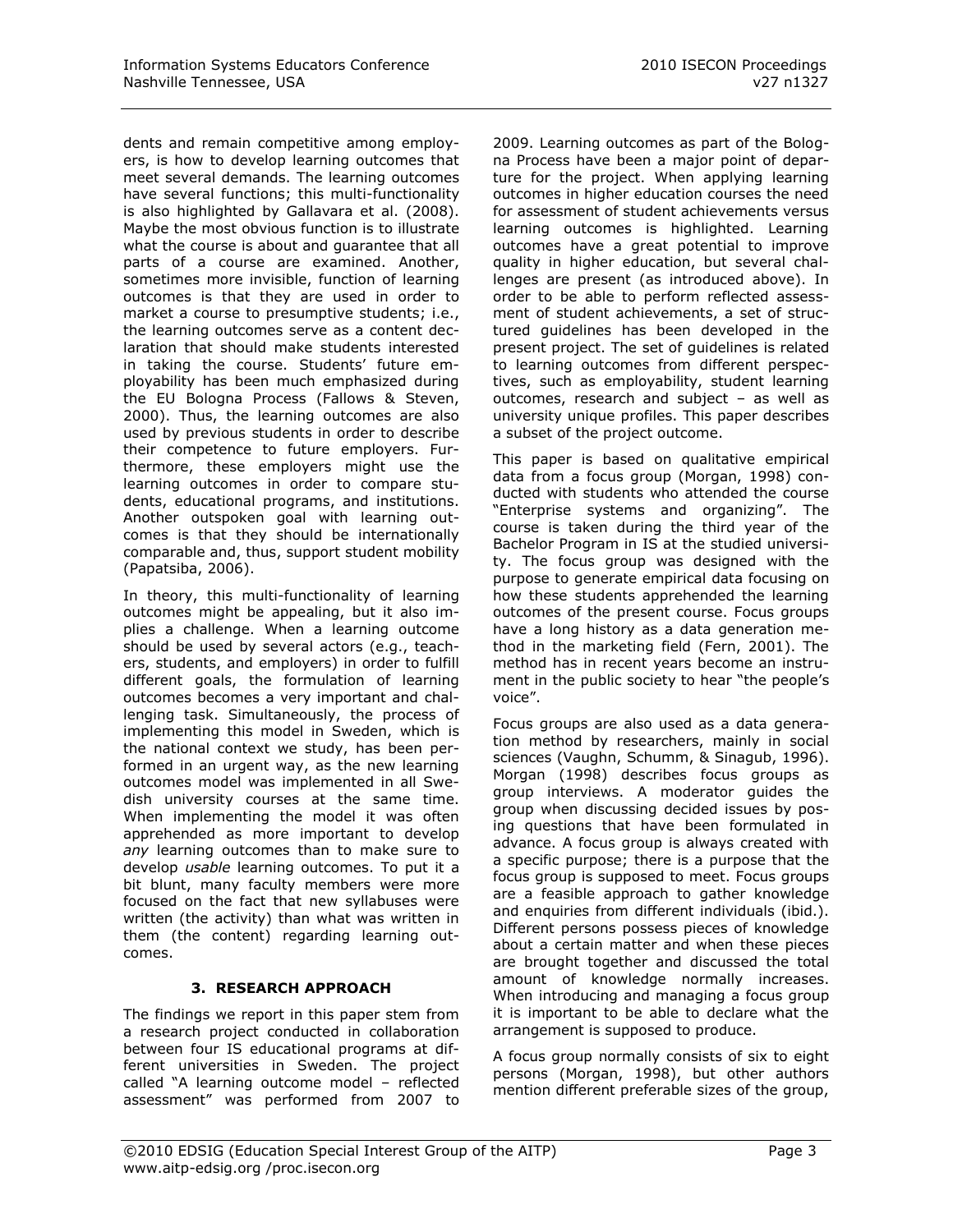dents and remain competitive among employers, is how to develop learning outcomes that meet several demands. The learning outcomes have several functions; this multi-functionality is also highlighted by Gallavara et al. (2008). Maybe the most obvious function is to illustrate what the course is about and guarantee that all parts of a course are examined. Another, sometimes more invisible, function of learning outcomes is that they are used in order to market a course to presumptive students; i.e., the learning outcomes serve as a content declaration that should make students interested in taking the course. Students' future employability has been much emphasized during the EU Bologna Process (Fallows & Steven, 2000). Thus, the learning outcomes are also used by previous students in order to describe their competence to future employers. Furthermore, these employers might use the learning outcomes in order to compare students, educational programs, and institutions. Another outspoken goal with learning outcomes is that they should be internationally comparable and, thus, support student mobility (Papatsiba, 2006).

In theory, this multi-functionality of learning outcomes might be appealing, but it also implies a challenge. When a learning outcome should be used by several actors (e.g., teachers, students, and employers) in order to fulfill different goals, the formulation of learning outcomes becomes a very important and challenging task. Simultaneously, the process of implementing this model in Sweden, which is the national context we study, has been performed in an urgent way, as the new learning outcomes model was implemented in all Swedish university courses at the same time. When implementing the model it was often apprehended as more important to develop *any* learning outcomes than to make sure to develop *usable* learning outcomes. To put it a bit blunt, many faculty members were more focused on the fact that new syllabuses were written (the activity) than what was written in them (the content) regarding learning outcomes.

## 3. RESEARCH APPROACH

The findings we report in this paper stem from a research project conducted in collaboration between four IS educational programs at different universities in Sweden. The project called "A learning outcome model – reflected assessment" was performed from 2007 to 2009. Learning outcomes as part of the Bologna Process have been a major point of departure for the project. When applying learning outcomes in higher education courses the need for assessment of student achievements versus learning outcomes is highlighted. Learning outcomes have a great potential to improve quality in higher education, but several challenges are present (as introduced above). In order to be able to perform reflected assessment of student achievements, a set of structured guidelines has been developed in the present project. The set of guidelines is related to learning outcomes from different perspectives, such as employability, student learning outcomes, research and subject – as well as university unique profiles. This paper describes a subset of the project outcome.

This paper is based on qualitative empirical data from a focus group (Morgan, 1998) conducted with students who attended the course "Enterprise systems and organizing". The course is taken during the third year of the Bachelor Program in IS at the studied university. The focus group was designed with the purpose to generate empirical data focusing on how these students apprehended the learning outcomes of the present course. Focus groups have a long history as a data generation method in the marketing field (Fern, 2001). The method has in recent years become an instrument in the public society to hear "the people's voice".

Focus groups are also used as a data generation method by researchers, mainly in social sciences (Vaughn, Schumm, & Sinagub, 1996). Morgan (1998) describes focus groups as group interviews. A moderator guides the group when discussing decided issues by posing questions that have been formulated in advance. A focus group is always created with a specific purpose; there is a purpose that the focus group is supposed to meet. Focus groups are a feasible approach to gather knowledge and enquiries from different individuals (ibid.). Different persons possess pieces of knowledge about a certain matter and when these pieces are brought together and discussed the total amount of knowledge normally increases. When introducing and managing a focus group it is important to be able to declare what the arrangement is supposed to produce.

A focus group normally consists of six to eight persons (Morgan, 1998), but other authors mention different preferable sizes of the group,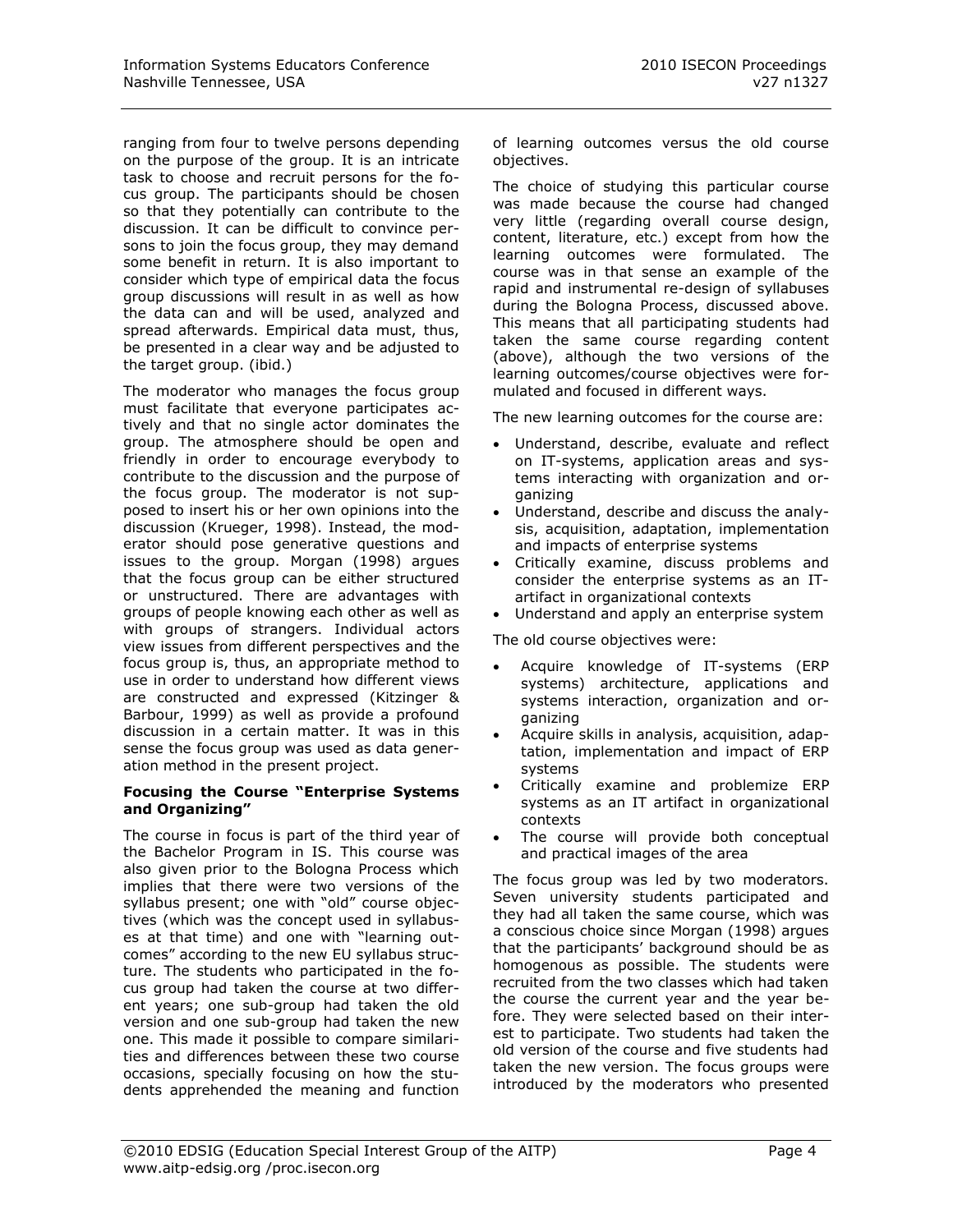ranging from four to twelve persons depending on the purpose of the group. It is an intricate task to choose and recruit persons for the focus group. The participants should be chosen so that they potentially can contribute to the discussion. It can be difficult to convince persons to join the focus group, they may demand some benefit in return. It is also important to consider which type of empirical data the focus group discussions will result in as well as how the data can and will be used, analyzed and spread afterwards. Empirical data must, thus, be presented in a clear way and be adjusted to the target group. (ibid.)

The moderator who manages the focus group must facilitate that everyone participates actively and that no single actor dominates the group. The atmosphere should be open and friendly in order to encourage everybody to contribute to the discussion and the purpose of the focus group. The moderator is not supposed to insert his or her own opinions into the discussion (Krueger, 1998). Instead, the moderator should pose generative questions and issues to the group. Morgan (1998) argues that the focus group can be either structured or unstructured. There are advantages with groups of people knowing each other as well as with groups of strangers. Individual actors view issues from different perspectives and the focus group is, thus, an appropriate method to use in order to understand how different views are constructed and expressed (Kitzinger & Barbour, 1999) as well as provide a profound discussion in a certain matter. It was in this sense the focus group was used as data generation method in the present project.

**Focusing the Course "Enterprise Systems and Organizing"**

The course in focus is part of the third year of the Bachelor Program in IS. This course was also given prior to the Bologna Process which implies that there were two versions of the syllabus present; one with "old" course objectives (which was the concept used in syllabuses at that time) and one with "learning outcomes" according to the new EU syllabus structure. The students who participated in the focus group had taken the course at two different years; one sub-group had taken the old version and one sub-group had taken the new one. This made it possible to compare similarities and differences between these two course occasions, specially focusing on how the students apprehended the meaning and function of learning outcomes versus the old course objectives.

The choice of studying this particular course was made because the course had changed very little (regarding overall course design, content, literature, etc.) except from how the learning outcomes were formulated. The course was in that sense an example of the rapid and instrumental re-design of syllabuses during the Bologna Process, discussed above. This means that all participating students had taken the same course regarding content (above), although the two versions of the learning outcomes/course objectives were formulated and focused in different ways.

The new learning outcomes for the course are:

- Understand, describe, evaluate and reflect on IT-systems, application areas and systems interacting with organization and organizing
- Understand, describe and discuss the analysis, acquisition, adaptation, implementation and impacts of enterprise systems
- Critically examine, discuss problems and consider the enterprise systems as an IT-artifact in organizational contexts
- Understand and apply an enterprise system

The old course objectives were:

- Acquire knowledge of IT-systems (ERP systems) architecture, applications and systems interaction, organization and organizing
- Acquire skills in analysis, acquisition, adaptation, implementation and impact of ERP systems
- Critically examine and problemize ERP systems as an IT artifact in organizational contexts
- The course will provide both conceptual and practical images of the area

The focus group was led by two moderators. Seven university students participated and they had all taken the same course, which was a conscious choice since Morgan (1998) argues that the participants' background should be as homogenous as possible. The students were recruited from the two classes which had taken the course the current year and the year before. They were selected based on their interest to participate. Two students had taken the old version of the course and five students had taken the new version. The focus groups were introduced by the moderators who presented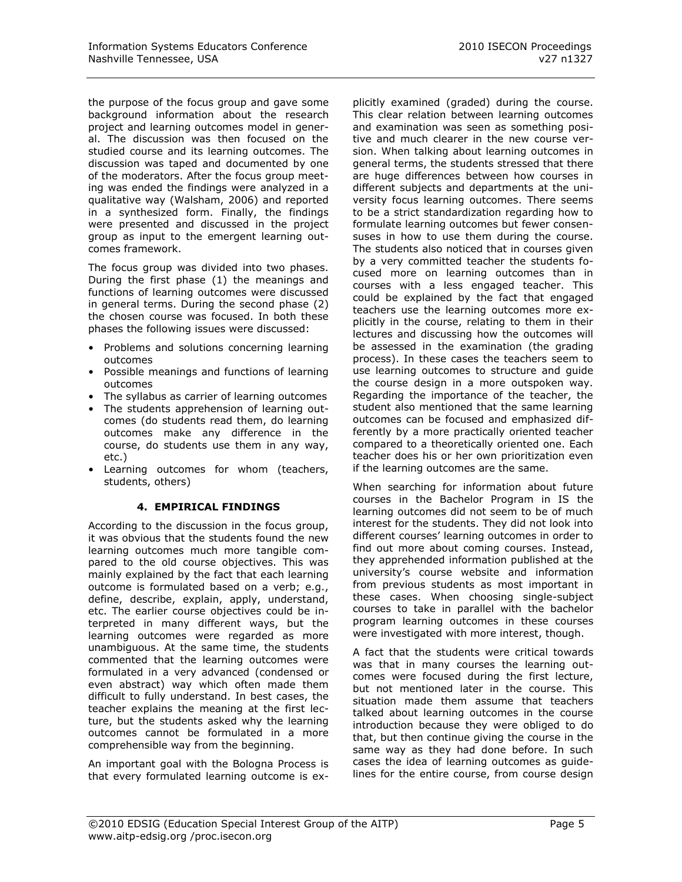the purpose of the focus group and gave some background information about the research project and learning outcomes model in general. The discussion was then focused on the studied course and its learning outcomes. The discussion was taped and documented by one of the moderators. After the focus group meeting was ended the findings were analyzed in a qualitative way (Walsham, 2006) and reported in a synthesized form. Finally, the findings were presented and discussed in the project group as input to the emergent learning outcomes framework.

The focus group was divided into two phases. During the first phase (1) the meanings and functions of learning outcomes were discussed in general terms. During the second phase (2) the chosen course was focused. In both these phases the following issues were discussed:

- Problems and solutions concerning learning outcomes
- Possible meanings and functions of learning outcomes
- The syllabus as carrier of learning outcomes
- The students apprehension of learning outcomes (do students read them, do learning outcomes make any difference in the course, do students use them in any way, etc.)
- Learning outcomes for whom (teachers, students, others)

## 4. EMPIRICAL FINDINGS

According to the discussion in the focus group, it was obvious that the students found the new learning outcomes much more tangible compared to the old course objectives. This was mainly explained by the fact that each learning outcome is formulated based on a verb; e.g., define, describe, explain, apply, understand, etc. The earlier course objectives could be interpreted in many different ways, but the learning outcomes were regarded as more unambiguous. At the same time, the students commented that the learning outcomes were formulated in a very advanced (condensed or even abstract) way which often made them difficult to fully understand. In best cases, the teacher explains the meaning at the first lecture, but the students asked why the learning outcomes cannot be formulated in a more comprehensible way from the beginning.

An important goal with the Bologna Process is that every formulated learning outcome is explicitly examined (graded) during the course. This clear relation between learning outcomes and examination was seen as something positive and much clearer in the new course version. When talking about learning outcomes in general terms, the students stressed that there are huge differences between how courses in different subjects and departments at the university focus learning outcomes. There seems to be a strict standardization regarding how to formulate learning outcomes but fewer consensuses in how to use them during the course. The students also noticed that in courses given by a very committed teacher the students focused more on learning outcomes than in courses with a less engaged teacher. This could be explained by the fact that engaged teachers use the learning outcomes more explicitly in the course, relating to them in their lectures and discussing how the outcomes will be assessed in the examination (the grading process). In these cases the teachers seem to use learning outcomes to structure and guide the course design in a more outspoken way. Regarding the importance of the teacher, the student also mentioned that the same learning outcomes can be focused and emphasized differently by a more practically oriented teacher compared to a theoretically oriented one. Each teacher does his or her own prioritization even if the learning outcomes are the same.

When searching for information about future courses in the Bachelor Program in IS the learning outcomes did not seem to be of much interest for the students. They did not look into different courses' learning outcomes in order to find out more about coming courses. Instead, they apprehended information published at the university's course website and information from previous students as most important in these cases. When choosing single-subject courses to take in parallel with the bachelor program learning outcomes in these courses were investigated with more interest, though.

A fact that the students were critical towards was that in many courses the learning outcomes were focused during the first lecture, but not mentioned later in the course. This situation made them assume that teachers talked about learning outcomes in the course introduction because they were obliged to do that, but then continue giving the course in the same way as they had done before. In such cases the idea of learning outcomes as guidelines for the entire course, from course design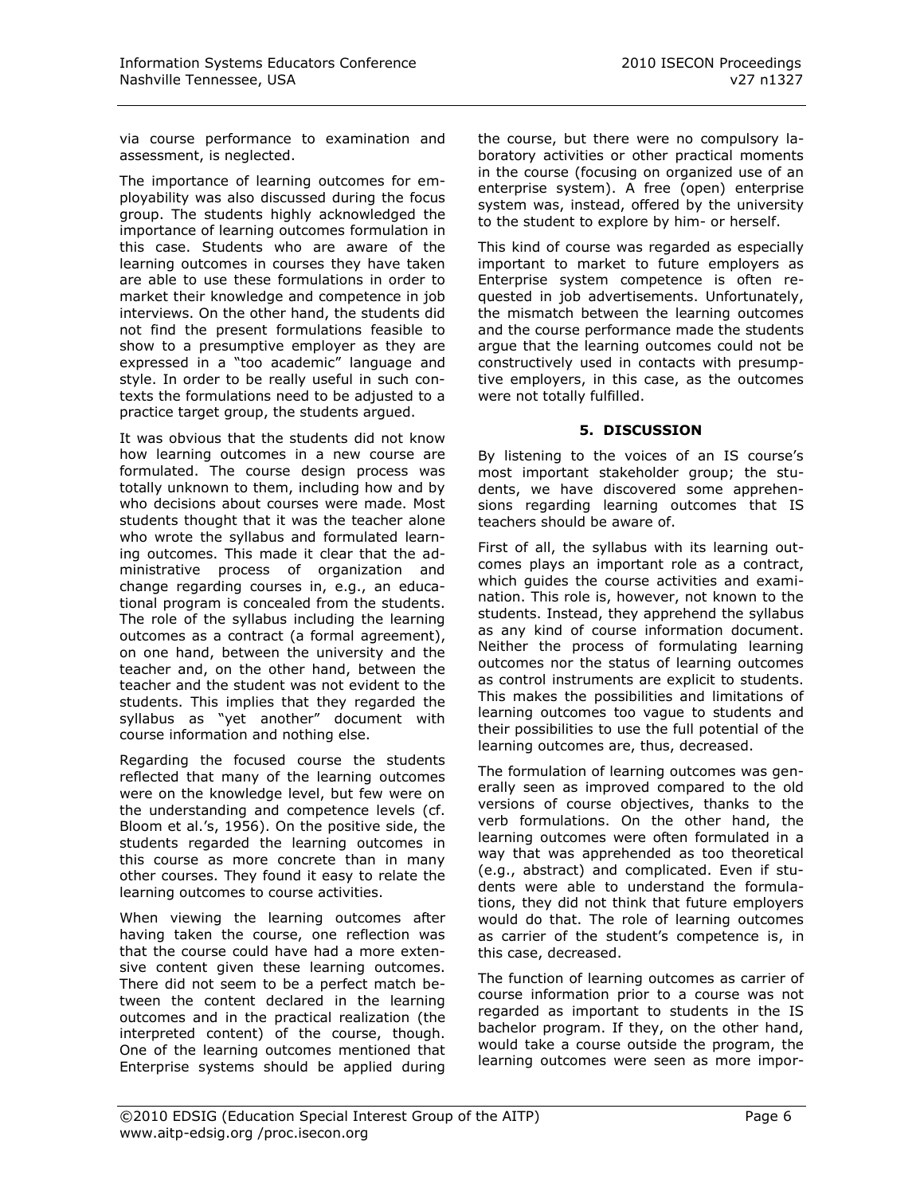via course performance to examination and assessment, is neglected.

The importance of learning outcomes for employability was also discussed during the focus group. The students highly acknowledged the importance of learning outcomes formulation in this case. Students who are aware of the learning outcomes in courses they have taken are able to use these formulations in order to market their knowledge and competence in job interviews. On the other hand, the students did not find the present formulations feasible to show to a presumptive employer as they are expressed in a "too academic" language and style. In order to be really useful in such contexts the formulations need to be adjusted to a practice target group, the students argued.

It was obvious that the students did not know how learning outcomes in a new course are formulated. The course design process was totally unknown to them, including how and by who decisions about courses were made. Most students thought that it was the teacher alone who wrote the syllabus and formulated learning outcomes. This made it clear that the administrative process of organization and change regarding courses in, e.g., an educational program is concealed from the students. The role of the syllabus including the learning outcomes as a contract (a formal agreement), on one hand, between the university and the teacher and, on the other hand, between the teacher and the student was not evident to the students. This implies that they regarded the syllabus as "yet another" document with course information and nothing else.

Regarding the focused course the students reflected that many of the learning outcomes were on the knowledge level, but few were on the understanding and competence levels (cf. Bloom et al.'s, 1956). On the positive side, the students regarded the learning outcomes in this course as more concrete than in many other courses. They found it easy to relate the learning outcomes to course activities.

When viewing the learning outcomes after having taken the course, one reflection was that the course could have had a more extensive content given these learning outcomes. There did not seem to be a perfect match between the content declared in the learning outcomes and in the practical realization (the interpreted content) of the course, though. One of the learning outcomes mentioned that Enterprise systems should be applied during the course, but there were no compulsory laboratory activities or other practical moments in the course (focusing on organized use of an enterprise system). A free (open) enterprise system was, instead, offered by the university to the student to explore by him- or herself.

This kind of course was regarded as especially important to market to future employers as Enterprise system competence is often requested in job advertisements. Unfortunately, the mismatch between the learning outcomes and the course performance made the students argue that the learning outcomes could not be constructively used in contacts with presumptive employers, in this case, as the outcomes were not totally fulfilled.

## 5. DISCUSSION

By listening to the voices of an IS course's most important stakeholder group; the students, we have discovered some apprehensions regarding learning outcomes that IS teachers should be aware of.

First of all, the syllabus with its learning outcomes plays an important role as a contract, which guides the course activities and examination. This role is, however, not known to the students. Instead, they apprehend the syllabus as any kind of course information document. Neither the process of formulating learning outcomes nor the status of learning outcomes as control instruments are explicit to students. This makes the possibilities and limitations of learning outcomes too vague to students and their possibilities to use the full potential of the learning outcomes are, thus, decreased.

The formulation of learning outcomes was generally seen as improved compared to the old versions of course objectives, thanks to the verb formulations. On the other hand, the learning outcomes were often formulated in a way that was apprehended as too theoretical (e.g., abstract) and complicated. Even if students were able to understand the formulations, they did not think that future employers would do that. The role of learning outcomes as carrier of the student's competence is, in this case, decreased.

The function of learning outcomes as carrier of course information prior to a course was not regarded as important to students in the IS bachelor program. If they, on the other hand, would take a course outside the program, the learning outcomes were seen as more impor-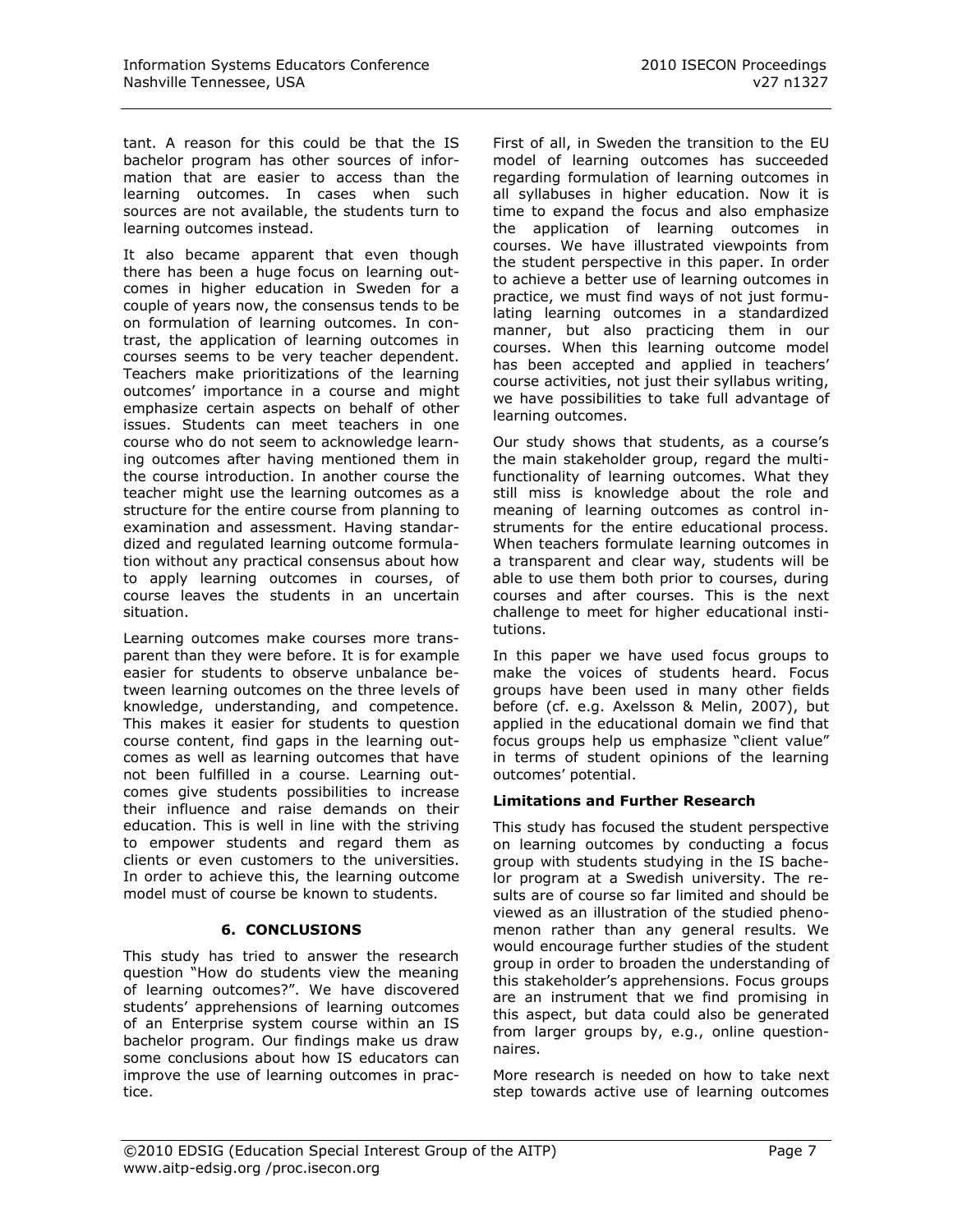tant. A reason for this could be that the IS bachelor program has other sources of information that are easier to access than the learning outcomes. In cases when such sources are not available, the students turn to learning outcomes instead.

It also became apparent that even though there has been a huge focus on learning outcomes in higher education in Sweden for a couple of years now, the consensus tends to be on formulation of learning outcomes. In contrast, the application of learning outcomes in courses seems to be very teacher dependent. Teachers make prioritizations of the learning outcomes' importance in a course and might emphasize certain aspects on behalf of other issues. Students can meet teachers in one course who do not seem to acknowledge learning outcomes after having mentioned them in the course introduction. In another course the teacher might use the learning outcomes as a structure for the entire course from planning to examination and assessment. Having standardized and regulated learning outcome formulation without any practical consensus about how to apply learning outcomes in courses, of course leaves the students in an uncertain situation.

Learning outcomes make courses more transparent than they were before. It is for example easier for students to observe unbalance between learning outcomes on the three levels of knowledge, understanding, and competence. This makes it easier for students to question course content, find gaps in the learning outcomes as well as learning outcomes that have not been fulfilled in a course. Learning outcomes give students possibilities to increase their influence and raise demands on their education. This is well in line with the striving to empower students and regard them as clients or even customers to the universities. In order to achieve this, the learning outcome model must of course be known to students.

## 6. CONCLUSIONS

This study has tried to answer the research question "How do students view the meaning of learning outcomes?". We have discovered students' apprehensions of learning outcomes of an Enterprise system course within an IS bachelor program. Our findings make us draw some conclusions about how IS educators can improve the use of learning outcomes in practice.

First of all, in Sweden the transition to the EU model of learning outcomes has succeeded regarding formulation of learning outcomes in all syllabuses in higher education. Now it is time to expand the focus and also emphasize the application of learning outcomes in courses. We have illustrated viewpoints from the student perspective in this paper. In order to achieve a better use of learning outcomes in practice, we must find ways of not just formulating learning outcomes in a standardized manner, but also practicing them in our courses. When this learning outcome model has been accepted and applied in teachers' course activities, not just their syllabus writing, we have possibilities to take full advantage of learning outcomes.

Our study shows that students, as a course's the main stakeholder group, regard the multifunctionality of learning outcomes. What they still miss is knowledge about the role and meaning of learning outcomes as control instruments for the entire educational process. When teachers formulate learning outcomes in a transparent and clear way, students will be able to use them both prior to courses, during courses and after courses. This is the next challenge to meet for higher educational institutions.

In this paper we have used focus groups to make the voices of students heard. Focus groups have been used in many other fields before (cf. e.g. Axelsson & Melin, 2007), but applied in the educational domain we find that focus groups help us emphasize "client value" in terms of student opinions of the learning outcomes' potential.

**Limitations and Further Research**

This study has focused the student perspective on learning outcomes by conducting a focus group with students studying in the IS bachelor program at a Swedish university. The results are of course so far limited and should be viewed as an illustration of the studied phenomenon rather than any general results. We would encourage further studies of the student group in order to broaden the understanding of this stakeholder's apprehensions. Focus groups are an instrument that we find promising in this aspect, but data could also be generated from larger groups by, e.g., online questionnaires.

More research is needed on how to take next step towards active use of learning outcomes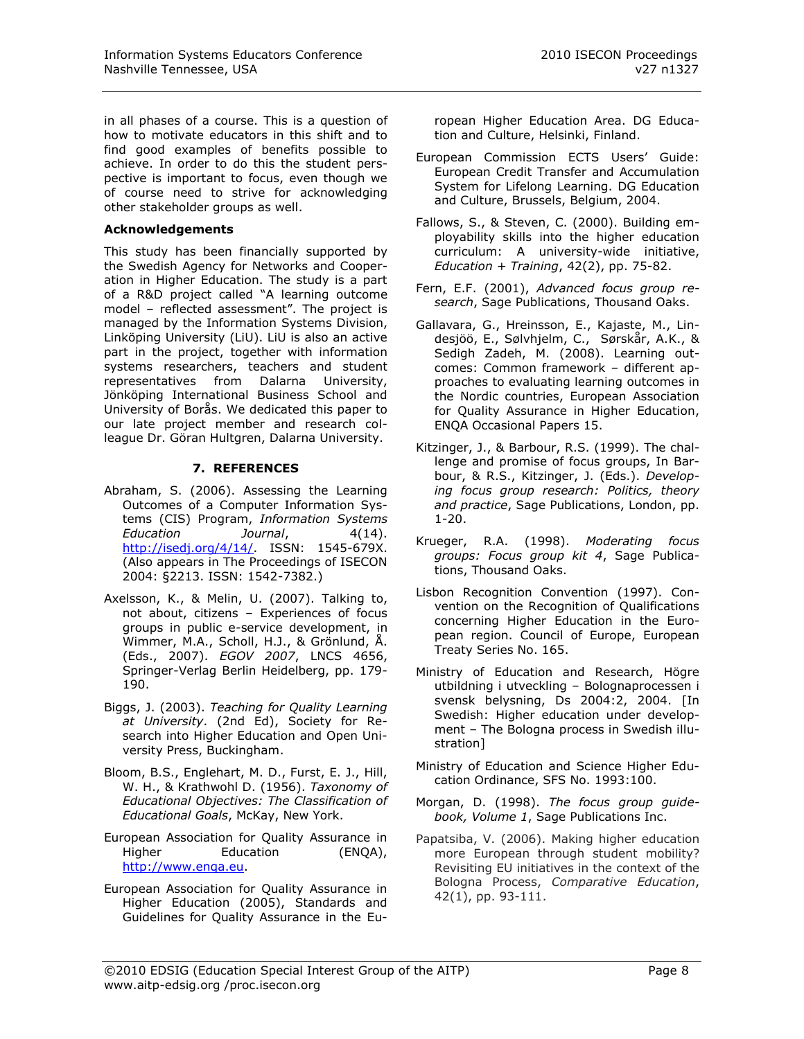in all phases of a course. This is a question of how to motivate educators in this shift and to find good examples of benefits possible to achieve. In order to do this the student perspective is important to focus, even though we of course need to strive for acknowledging other stakeholder groups as well.

**Acknowledgements**

This study has been financially supported by the Swedish Agency for Networks and Cooperation in Higher Education. The study is a part of a R&D project called "A learning outcome model – reflected assessment". The project is managed by the Information Systems Division, Linköping University (LiU). LiU is also an active part in the project, together with information systems researchers, teachers and student representatives from Dalarna University, Jönköping International Business School and University of Borås. We dedicated this paper to our late project member and research colleague Dr. Göran Hultgren, Dalarna University.

## 7. REFERENCES

Abraham, S. (2006). Assessing the Learning Outcomes of a Computer Information Systems (CIS) Program, *Information Systems Education Journal*, 4(14). http://isedj.org/4/14/. ISSN: 1545-679X. (Also appears in The Proceedings of ISECON 2004: §2213. ISSN: 1542-7382.)

Axelsson, K., & Melin, U. (2007). Talking to, not about, citizens – Experiences of focus groups in public e-service development, in Wimmer, M.A., Scholl, H.J., & Grönlund, Å. (Eds., 2007). *EGOV 2007*, LNCS 4656, Springer-Verlag Berlin Heidelberg, pp. 179-190.

Biggs, J. (2003). *Teaching for Quality Learning at University*. (2nd Ed), Society for Research into Higher Education and Open University Press, Buckingham.

Bloom, B.S., Englehart, M. D., Furst, E. J., Hill, W. H., & Krathwohl D. (1956). *Taxonomy of Educational Objectives: The Classification of Educational Goals*, McKay, New York.

European Association for Quality Assurance in Higher Education (ENQA), http://www.enqa.eu.

European Association for Quality Assurance in Higher Education (2005), Standards and Guidelines for Quality Assurance in the European Higher Education Area. DG Education and Culture, Helsinki, Finland.

European Commission ECTS Users' Guide: European Credit Transfer and Accumulation System for Lifelong Learning. DG Education and Culture, Brussels, Belgium, 2004.

Fallows, S., & Steven, C. (2000). Building employability skills into the higher education curriculum: A university-wide initiative, *Education + Training*, 42(2), pp. 75-82.

Fern, E.F. (2001), *Advanced focus group research*, Sage Publications, Thousand Oaks.

Gallavara, G., Hreinsson, E., Kajaste, M., Lindesjöö, E., Sølvhjelm, C., Sørskår, A.K., & Sedigh Zadeh, M. (2008). Learning outcomes: Common framework – different approaches to evaluating learning outcomes in the Nordic countries, European Association for Quality Assurance in Higher Education, ENQA Occasional Papers 15.

Kitzinger, J., & Barbour, R.S. (1999). The challenge and promise of focus groups, In Barbour, & R.S., Kitzinger, J. (Eds.). *Developing focus group research: Politics, theory and practice*, Sage Publications, London, pp. 1-20.

Krueger, R.A. (1998). *Moderating focus groups: Focus group kit 4*, Sage Publications, Thousand Oaks.

Lisbon Recognition Convention (1997). Convention on the Recognition of Qualifications concerning Higher Education in the European region. Council of Europe, European Treaty Series No. 165.

Ministry of Education and Research, Högre utbildning i utveckling – Bolognaprocessen i svensk belysning, Ds 2004:2, 2004. [In Swedish: Higher education under development – The Bologna process in Swedish illustration]

Ministry of Education and Science Higher Education Ordinance, SFS No. 1993:100.

Morgan, D. (1998). *The focus group guidebook, Volume 1*, Sage Publications Inc.

Papatsiba, V. (2006). Making higher education more European through student mobility? Revisiting EU initiatives in the context of the Bologna Process, *Comparative Education*, 42(1), pp. 93-111.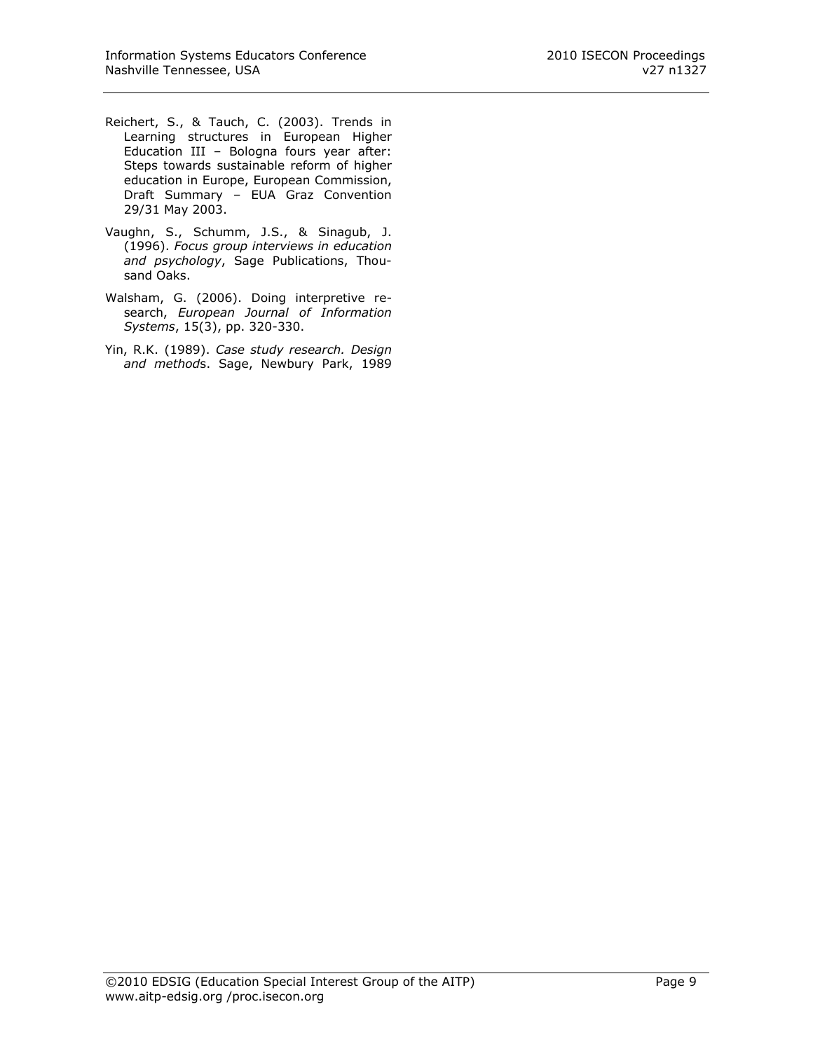Reichert, S., & Tauch, C. (2003). Trends in Learning structures in European Higher Education III – Bologna fours year after: Steps towards sustainable reform of higher education in Europe, European Commission, Draft Summary – EUA Graz Convention 29/31 May 2003.

Vaughn, S., Schumm, J.S., & Sinagub, J. (1996). *Focus group interviews in education and psychology*, Sage Publications, Thousand Oaks.

Walsham, G. (2006). Doing interpretive research, *European Journal of Information Systems*, 15(3), pp. 320-330.

Yin, R.K. (1989). *Case study research. Design and methods*. Sage, Newbury Park, 1989